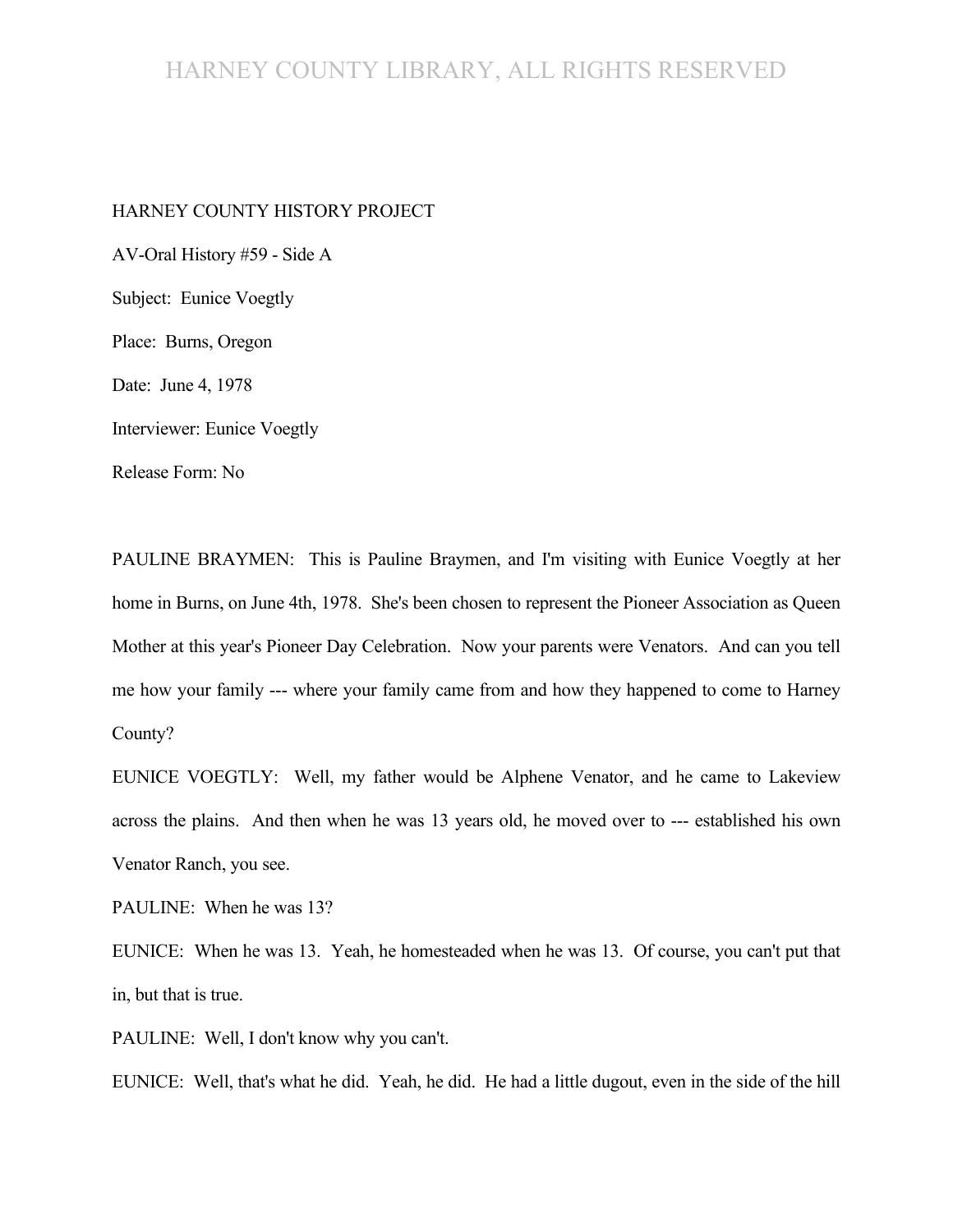HARNEY COUNTY HISTORY PROJECT

AV-Oral History #59 - Side A

Subject: Eunice Voegtly

Place: Burns, Oregon

Date: June 4, 1978

Interviewer: Eunice Voegtly

Release Form: No

PAULINE BRAYMEN: This is Pauline Braymen, and I'm visiting with Eunice Voegtly at her home in Burns, on June 4th, 1978. She's been chosen to represent the Pioneer Association as Queen Mother at this year's Pioneer Day Celebration. Now your parents were Venators. And can you tell me how your family --- where your family came from and how they happened to come to Harney County?

EUNICE VOEGTLY: Well, my father would be Alphene Venator, and he came to Lakeview across the plains. And then when he was 13 years old, he moved over to --- established his own Venator Ranch, you see.

PAULINE: When he was 13?

EUNICE: When he was 13. Yeah, he homesteaded when he was 13. Of course, you can't put that in, but that is true.

PAULINE: Well, I don't know why you can't.

EUNICE: Well, that's what he did. Yeah, he did. He had a little dugout, even in the side of the hill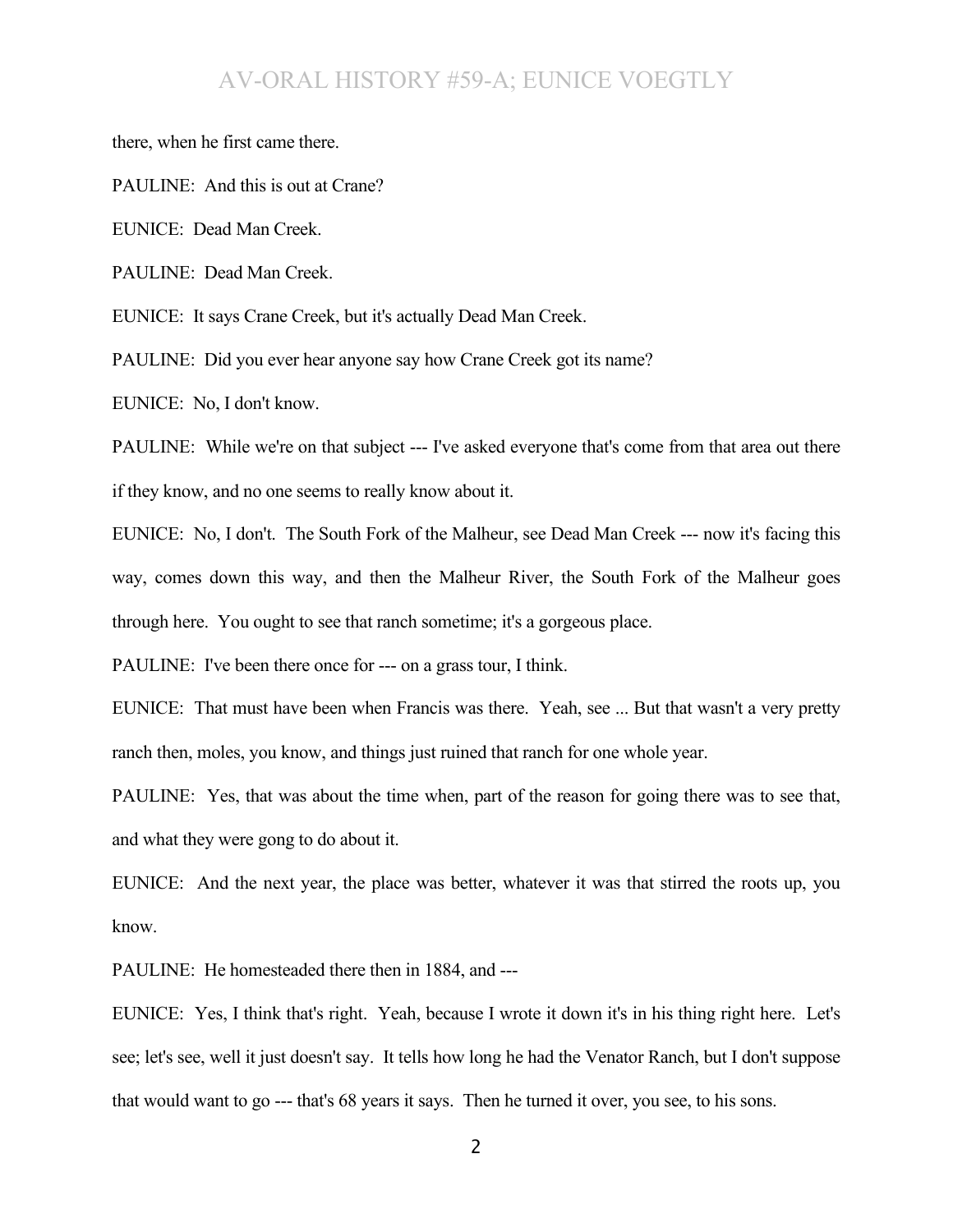there, when he first came there.

PAULINE: And this is out at Crane?

EUNICE: Dead Man Creek.

PAULINE: Dead Man Creek.

EUNICE: It says Crane Creek, but it's actually Dead Man Creek.

PAULINE: Did you ever hear anyone say how Crane Creek got its name?

EUNICE: No, I don't know.

PAULINE: While we're on that subject --- I've asked everyone that's come from that area out there if they know, and no one seems to really know about it.

EUNICE: No, I don't. The South Fork of the Malheur, see Dead Man Creek --- now it's facing this way, comes down this way, and then the Malheur River, the South Fork of the Malheur goes through here. You ought to see that ranch sometime; it's a gorgeous place.

PAULINE: I've been there once for --- on a grass tour, I think.

EUNICE: That must have been when Francis was there. Yeah, see ... But that wasn't a very pretty ranch then, moles, you know, and things just ruined that ranch for one whole year.

PAULINE: Yes, that was about the time when, part of the reason for going there was to see that, and what they were gong to do about it.

EUNICE: And the next year, the place was better, whatever it was that stirred the roots up, you know.

PAULINE: He homesteaded there then in 1884, and ---

EUNICE: Yes, I think that's right. Yeah, because I wrote it down it's in his thing right here. Let's see; let's see, well it just doesn't say. It tells how long he had the Venator Ranch, but I don't suppose that would want to go --- that's 68 years it says. Then he turned it over, you see, to his sons.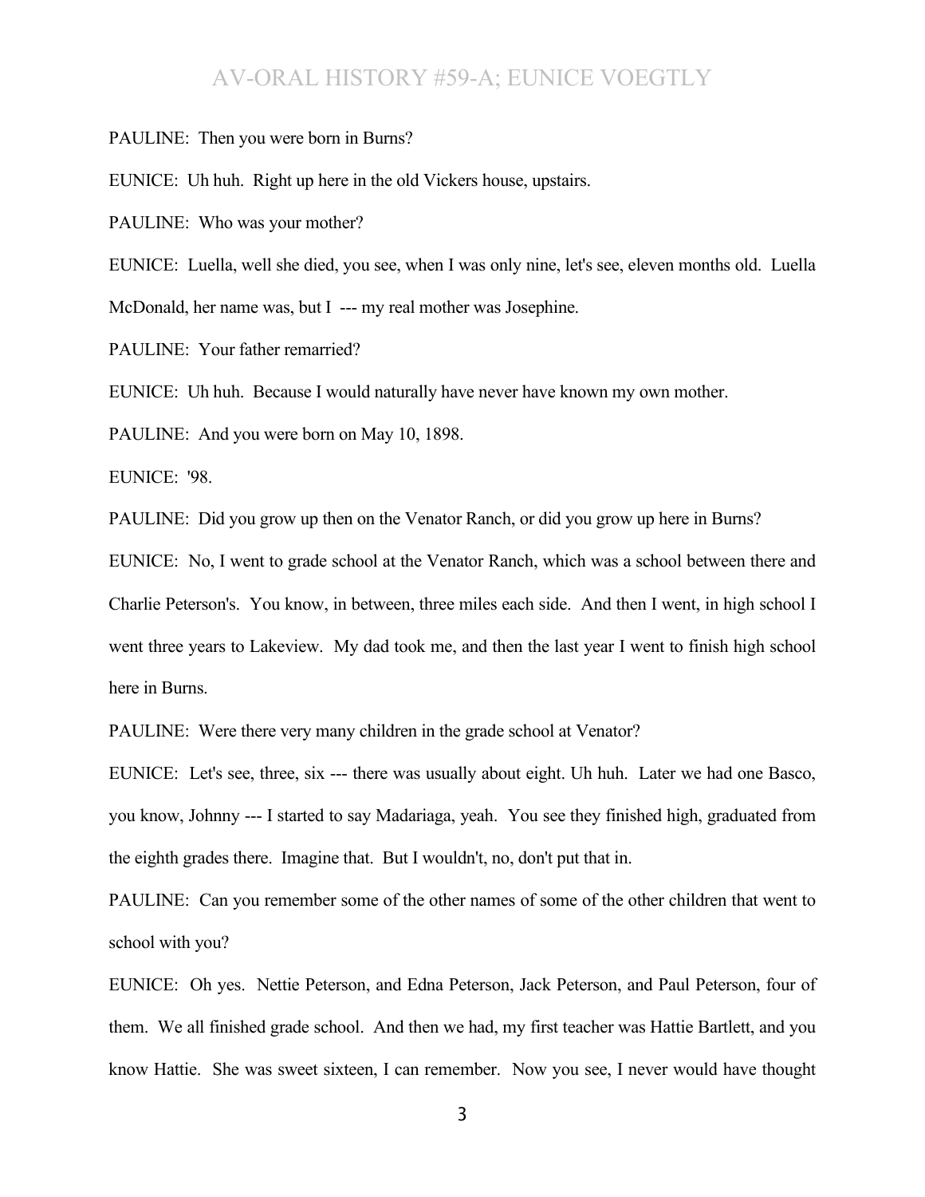PAULINE: Then you were born in Burns?

EUNICE: Uh huh. Right up here in the old Vickers house, upstairs.

PAULINE: Who was your mother?

EUNICE: Luella, well she died, you see, when I was only nine, let's see, eleven months old. Luella McDonald, her name was, but I --- my real mother was Josephine.

PAULINE: Your father remarried?

EUNICE: Uh huh. Because I would naturally have never have known my own mother.

PAULINE: And you were born on May 10, 1898.

EUNICE: '98.

PAULINE: Did you grow up then on the Venator Ranch, or did you grow up here in Burns?

EUNICE: No, I went to grade school at the Venator Ranch, which was a school between there and Charlie Peterson's. You know, in between, three miles each side. And then I went, in high school I went three years to Lakeview. My dad took me, and then the last year I went to finish high school here in Burns.

PAULINE: Were there very many children in the grade school at Venator?

EUNICE: Let's see, three, six --- there was usually about eight. Uh huh. Later we had one Basco, you know, Johnny --- I started to say Madariaga, yeah. You see they finished high, graduated from the eighth grades there. Imagine that. But I wouldn't, no, don't put that in.

PAULINE: Can you remember some of the other names of some of the other children that went to school with you?

EUNICE: Oh yes. Nettie Peterson, and Edna Peterson, Jack Peterson, and Paul Peterson, four of them. We all finished grade school. And then we had, my first teacher was Hattie Bartlett, and you know Hattie. She was sweet sixteen, I can remember. Now you see, I never would have thought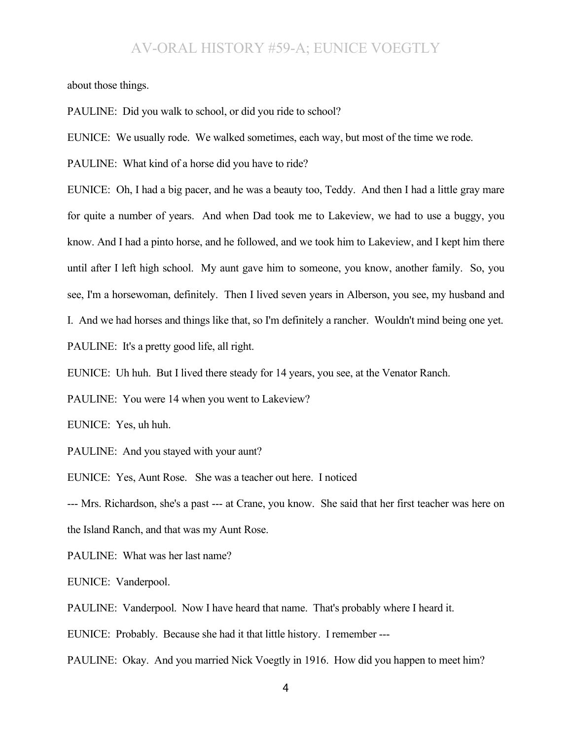about those things.

PAULINE: Did you walk to school, or did you ride to school?

EUNICE: We usually rode. We walked sometimes, each way, but most of the time we rode.

PAULINE: What kind of a horse did you have to ride?

EUNICE: Oh, I had a big pacer, and he was a beauty too, Teddy. And then I had a little gray mare for quite a number of years. And when Dad took me to Lakeview, we had to use a buggy, you know. And I had a pinto horse, and he followed, and we took him to Lakeview, and I kept him there until after I left high school. My aunt gave him to someone, you know, another family. So, you see, I'm a horsewoman, definitely. Then I lived seven years in Alberson, you see, my husband and I. And we had horses and things like that, so I'm definitely a rancher. Wouldn't mind being one yet.

PAULINE: It's a pretty good life, all right.

EUNICE: Uh huh. But I lived there steady for 14 years, you see, at the Venator Ranch.

PAULINE: You were 14 when you went to Lakeview?

EUNICE: Yes, uh huh.

PAULINE: And you stayed with your aunt?

EUNICE: Yes, Aunt Rose. She was a teacher out here. I noticed

--- Mrs. Richardson, she's a past --- at Crane, you know. She said that her first teacher was here on the Island Ranch, and that was my Aunt Rose.

PAULINE: What was her last name?

EUNICE: Vanderpool.

PAULINE: Vanderpool. Now I have heard that name. That's probably where I heard it.

EUNICE: Probably. Because she had it that little history. I remember ---

PAULINE: Okay. And you married Nick Voegtly in 1916. How did you happen to meet him?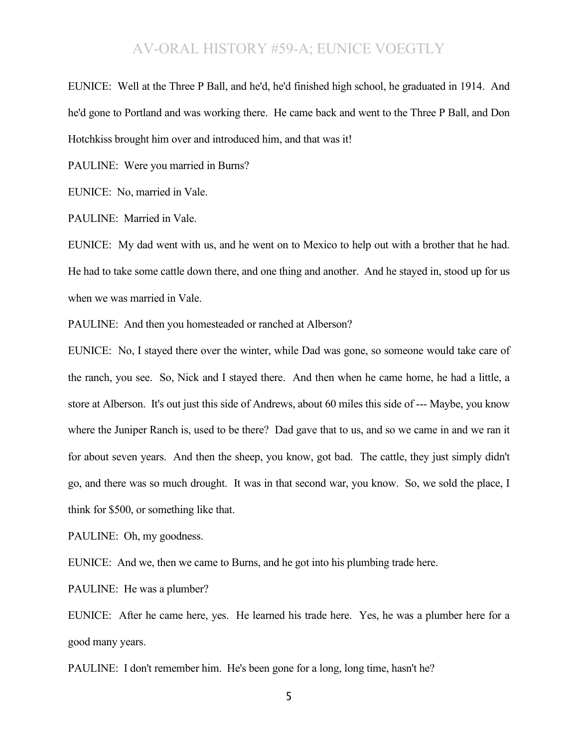EUNICE: Well at the Three P Ball, and he'd, he'd finished high school, he graduated in 1914. And he'd gone to Portland and was working there. He came back and went to the Three P Ball, and Don Hotchkiss brought him over and introduced him, and that was it!

PAULINE: Were you married in Burns?

EUNICE: No, married in Vale.

PAULINE: Married in Vale.

EUNICE: My dad went with us, and he went on to Mexico to help out with a brother that he had. He had to take some cattle down there, and one thing and another. And he stayed in, stood up for us when we was married in Vale.

PAULINE: And then you homesteaded or ranched at Alberson?

EUNICE: No, I stayed there over the winter, while Dad was gone, so someone would take care of the ranch, you see. So, Nick and I stayed there. And then when he came home, he had a little, a store at Alberson. It's out just this side of Andrews, about 60 miles this side of --- Maybe, you know where the Juniper Ranch is, used to be there? Dad gave that to us, and so we came in and we ran it for about seven years. And then the sheep, you know, got bad. The cattle, they just simply didn't go, and there was so much drought. It was in that second war, you know. So, we sold the place, I think for $500, or something like that.

PAULINE: Oh, my goodness.

EUNICE: And we, then we came to Burns, and he got into his plumbing trade here.

PAULINE: He was a plumber?

EUNICE: After he came here, yes. He learned his trade here. Yes, he was a plumber here for a good many years.

PAULINE: I don't remember him. He's been gone for a long, long time, hasn't he?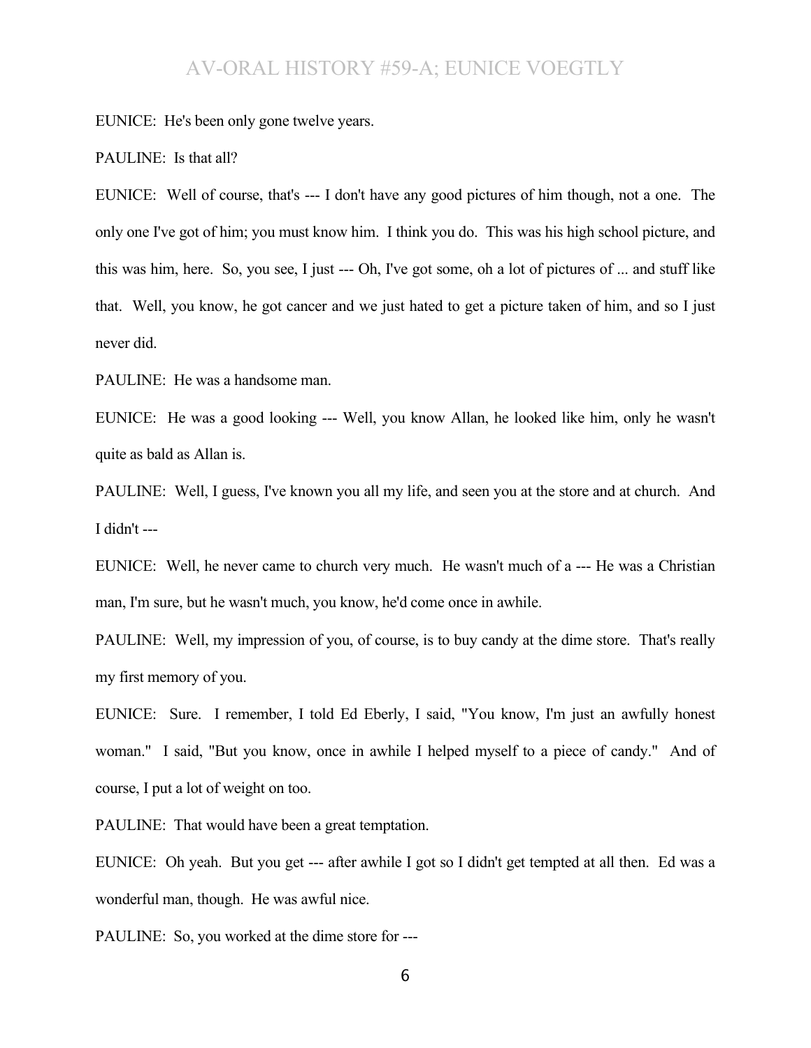EUNICE: He's been only gone twelve years.

PAULINE: Is that all?

EUNICE: Well of course, that's --- I don't have any good pictures of him though, not a one. The only one I've got of him; you must know him. I think you do. This was his high school picture, and this was him, here. So, you see, I just --- Oh, I've got some, oh a lot of pictures of ... and stuff like that. Well, you know, he got cancer and we just hated to get a picture taken of him, and so I just never did.

PAULINE: He was a handsome man.

EUNICE: He was a good looking --- Well, you know Allan, he looked like him, only he wasn't quite as bald as Allan is.

PAULINE: Well, I guess, I've known you all my life, and seen you at the store and at church. And I didn't ---

EUNICE: Well, he never came to church very much. He wasn't much of a --- He was a Christian man, I'm sure, but he wasn't much, you know, he'd come once in awhile.

PAULINE: Well, my impression of you, of course, is to buy candy at the dime store. That's really my first memory of you.

EUNICE: Sure. I remember, I told Ed Eberly, I said, "You know, I'm just an awfully honest woman." I said, "But you know, once in awhile I helped myself to a piece of candy." And of course, I put a lot of weight on too.

PAULINE: That would have been a great temptation.

EUNICE: Oh yeah. But you get --- after awhile I got so I didn't get tempted at all then. Ed was a wonderful man, though. He was awful nice.

PAULINE: So, you worked at the dime store for ---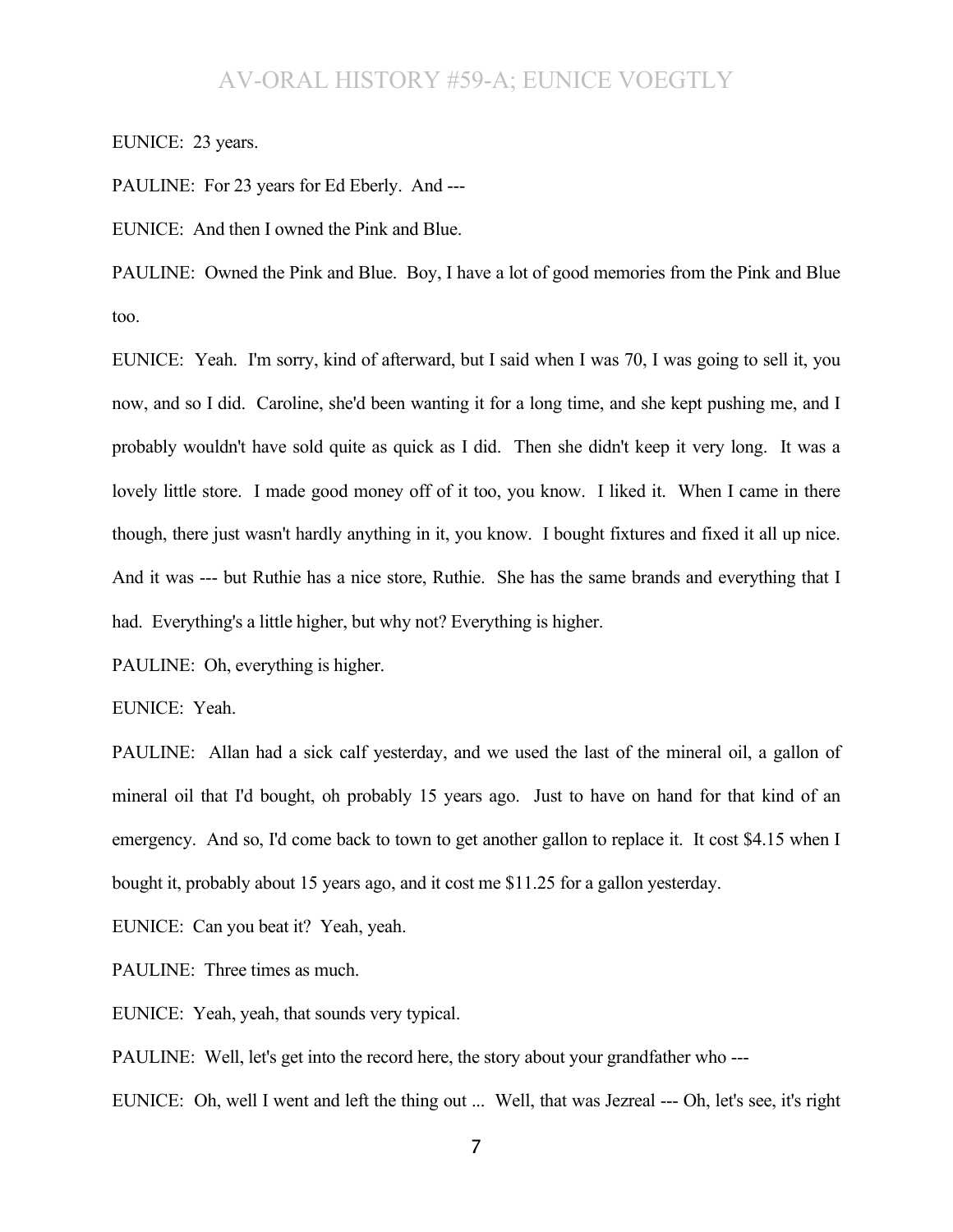EUNICE: 23 years.

PAULINE: For 23 years for Ed Eberly. And ---

EUNICE: And then I owned the Pink and Blue.

PAULINE: Owned the Pink and Blue. Boy, I have a lot of good memories from the Pink and Blue too.

EUNICE: Yeah. I'm sorry, kind of afterward, but I said when I was 70, I was going to sell it, you now, and so I did. Caroline, she'd been wanting it for a long time, and she kept pushing me, and I probably wouldn't have sold quite as quick as I did. Then she didn't keep it very long. It was a lovely little store. I made good money off of it too, you know. I liked it. When I came in there though, there just wasn't hardly anything in it, you know. I bought fixtures and fixed it all up nice. And it was --- but Ruthie has a nice store, Ruthie. She has the same brands and everything that I had. Everything's a little higher, but why not? Everything is higher.

PAULINE: Oh, everything is higher.

EUNICE: Yeah.

PAULINE: Allan had a sick calf yesterday, and we used the last of the mineral oil, a gallon of mineral oil that I'd bought, oh probably 15 years ago. Just to have on hand for that kind of an emergency. And so, I'd come back to town to get another gallon to replace it. It cost $4.15 when I bought it, probably about 15 years ago, and it cost me $11.25 for a gallon yesterday.

EUNICE: Can you beat it? Yeah, yeah.

PAULINE: Three times as much.

EUNICE: Yeah, yeah, that sounds very typical.

PAULINE: Well, let's get into the record here, the story about your grandfather who ---

EUNICE: Oh, well I went and left the thing out ... Well, that was Jezreal --- Oh, let's see, it's right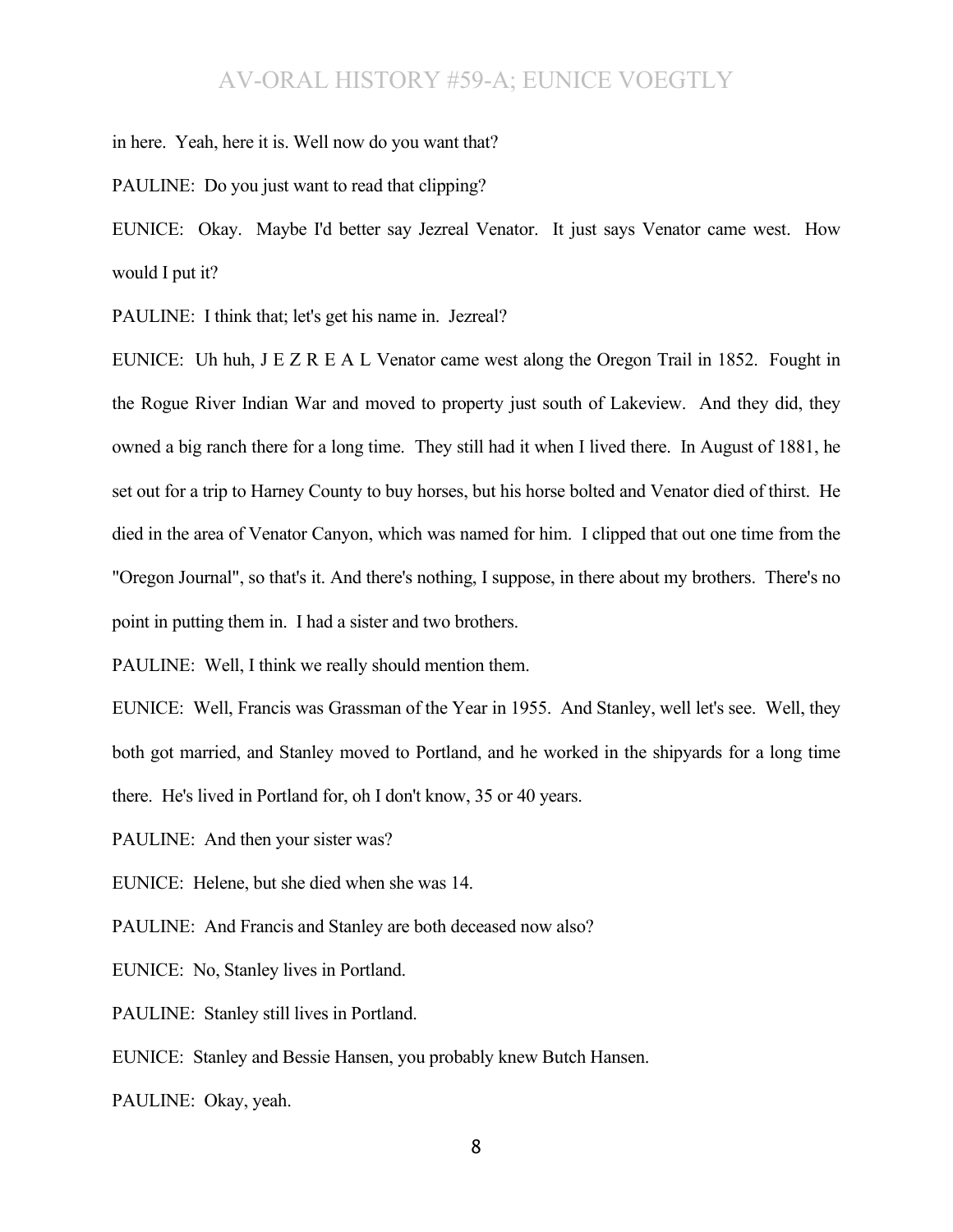in here. Yeah, here it is. Well now do you want that?

PAULINE: Do you just want to read that clipping?

EUNICE: Okay. Maybe I'd better say Jezreal Venator. It just says Venator came west. How would I put it?

PAULINE: I think that; let's get his name in. Jezreal?

EUNICE: Uh huh, J E Z R E A L Venator came west along the Oregon Trail in 1852. Fought in the Rogue River Indian War and moved to property just south of Lakeview. And they did, they owned a big ranch there for a long time. They still had it when I lived there. In August of 1881, he set out for a trip to Harney County to buy horses, but his horse bolted and Venator died of thirst. He died in the area of Venator Canyon, which was named for him. I clipped that out one time from the "Oregon Journal", so that's it. And there's nothing, I suppose, in there about my brothers. There's no point in putting them in. I had a sister and two brothers.

PAULINE: Well, I think we really should mention them.

EUNICE: Well, Francis was Grassman of the Year in 1955. And Stanley, well let's see. Well, they both got married, and Stanley moved to Portland, and he worked in the shipyards for a long time there. He's lived in Portland for, oh I don't know, 35 or 40 years.

PAULINE: And then your sister was?

EUNICE: Helene, but she died when she was 14.

PAULINE: And Francis and Stanley are both deceased now also?

EUNICE: No, Stanley lives in Portland.

PAULINE: Stanley still lives in Portland.

EUNICE: Stanley and Bessie Hansen, you probably knew Butch Hansen.

PAULINE: Okay, yeah.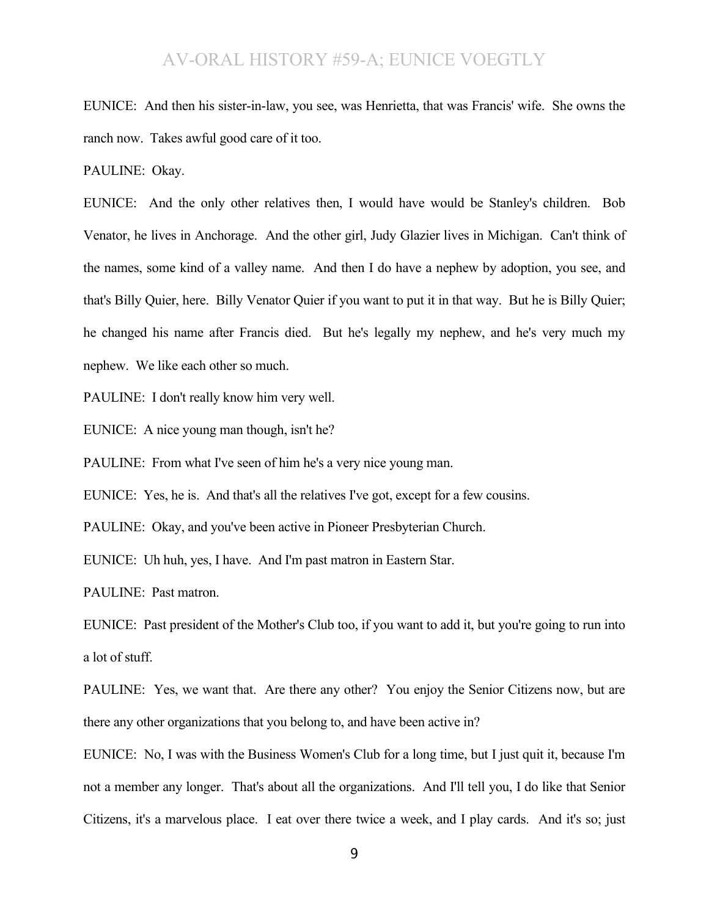EUNICE: And then his sister-in-law, you see, was Henrietta, that was Francis' wife. She owns the ranch now. Takes awful good care of it too.

PAULINE: Okay.

EUNICE: And the only other relatives then, I would have would be Stanley's children. Bob Venator, he lives in Anchorage. And the other girl, Judy Glazier lives in Michigan. Can't think of the names, some kind of a valley name. And then I do have a nephew by adoption, you see, and that's Billy Quier, here. Billy Venator Quier if you want to put it in that way. But he is Billy Quier; he changed his name after Francis died. But he's legally my nephew, and he's very much my nephew. We like each other so much.

PAULINE: I don't really know him very well.

EUNICE: A nice young man though, isn't he?

PAULINE: From what I've seen of him he's a very nice young man.

EUNICE: Yes, he is. And that's all the relatives I've got, except for a few cousins.

PAULINE: Okay, and you've been active in Pioneer Presbyterian Church.

EUNICE: Uh huh, yes, I have. And I'm past matron in Eastern Star.

PAULINE: Past matron.

EUNICE: Past president of the Mother's Club too, if you want to add it, but you're going to run into a lot of stuff.

PAULINE: Yes, we want that. Are there any other? You enjoy the Senior Citizens now, but are there any other organizations that you belong to, and have been active in?

EUNICE: No, I was with the Business Women's Club for a long time, but I just quit it, because I'm not a member any longer. That's about all the organizations. And I'll tell you, I do like that Senior Citizens, it's a marvelous place. I eat over there twice a week, and I play cards. And it's so; just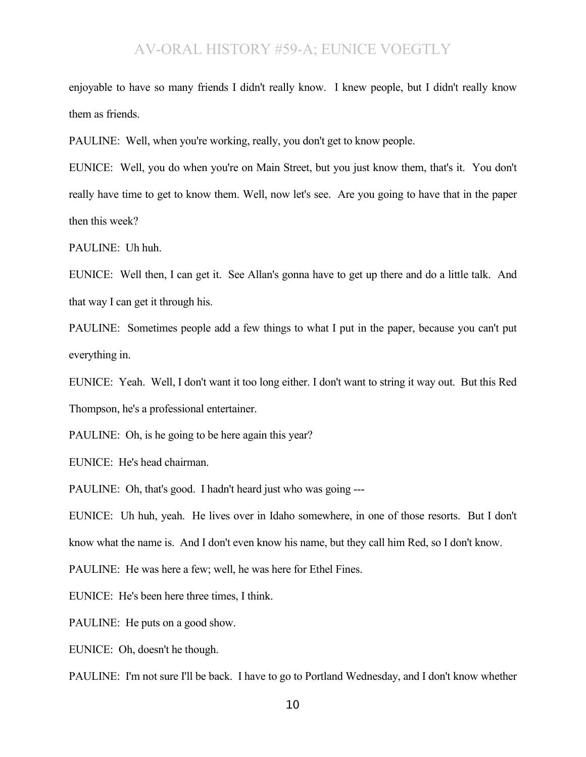enjoyable to have so many friends I didn't really know. I knew people, but I didn't really know them as friends.

PAULINE: Well, when you're working, really, you don't get to know people.

EUNICE: Well, you do when you're on Main Street, but you just know them, that's it. You don't really have time to get to know them. Well, now let's see. Are you going to have that in the paper then this week?

PAULINE: Uh huh.

EUNICE: Well then, I can get it. See Allan's gonna have to get up there and do a little talk. And that way I can get it through his.

PAULINE: Sometimes people add a few things to what I put in the paper, because you can't put everything in.

EUNICE: Yeah. Well, I don't want it too long either. I don't want to string it way out. But this Red Thompson, he's a professional entertainer.

PAULINE: Oh, is he going to be here again this year?

EUNICE: He's head chairman.

PAULINE: Oh, that's good. I hadn't heard just who was going ---

EUNICE: Uh huh, yeah. He lives over in Idaho somewhere, in one of those resorts. But I don't know what the name is. And I don't even know his name, but they call him Red, so I don't know.

PAULINE: He was here a few; well, he was here for Ethel Fines.

EUNICE: He's been here three times, I think.

PAULINE: He puts on a good show.

EUNICE: Oh, doesn't he though.

PAULINE: I'm not sure I'll be back. I have to go to Portland Wednesday, and I don't know whether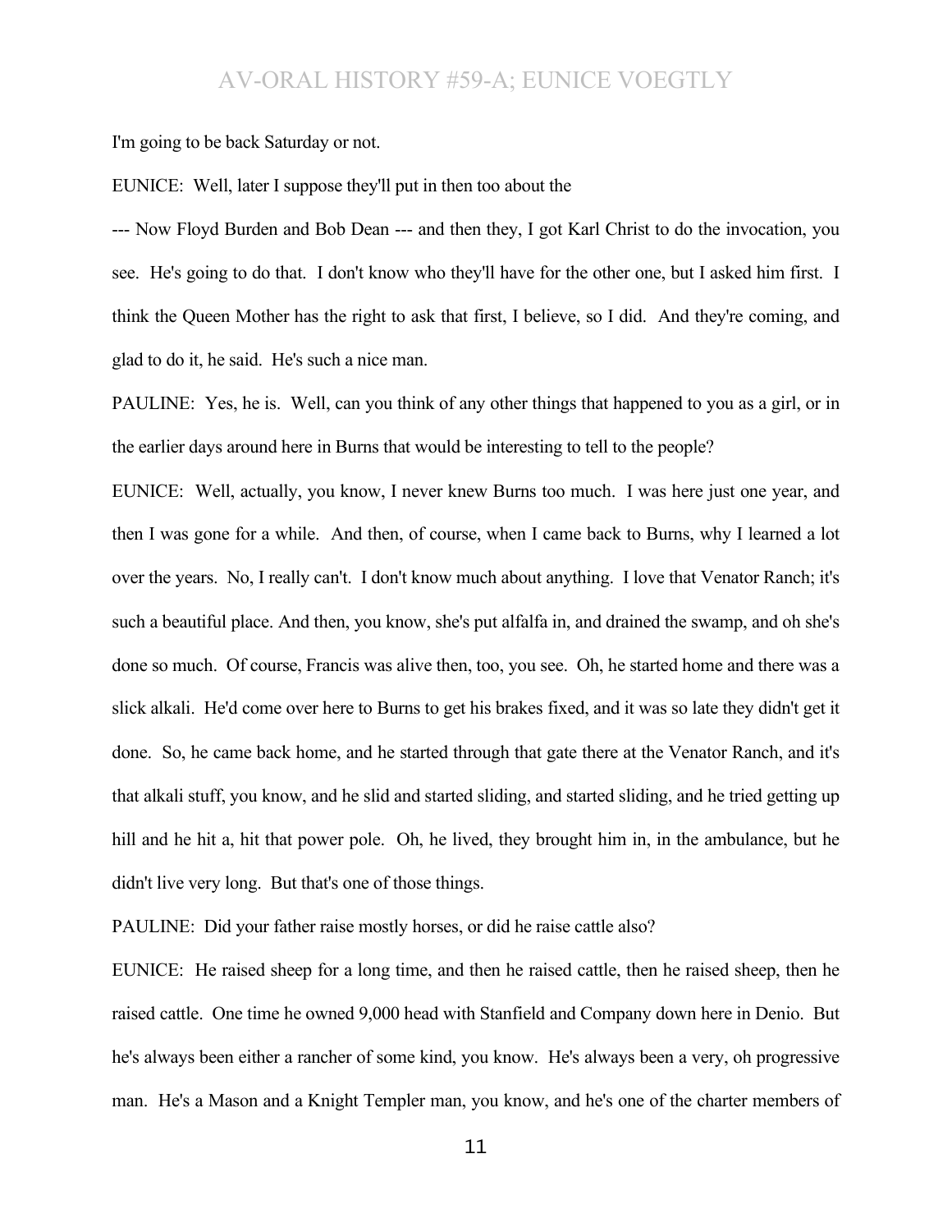I'm going to be back Saturday or not.

EUNICE: Well, later I suppose they'll put in then too about the

--- Now Floyd Burden and Bob Dean --- and then they, I got Karl Christ to do the invocation, you see. He's going to do that. I don't know who they'll have for the other one, but I asked him first. I think the Queen Mother has the right to ask that first, I believe, so I did. And they're coming, and glad to do it, he said. He's such a nice man.

PAULINE: Yes, he is. Well, can you think of any other things that happened to you as a girl, or in the earlier days around here in Burns that would be interesting to tell to the people?

EUNICE: Well, actually, you know, I never knew Burns too much. I was here just one year, and then I was gone for a while. And then, of course, when I came back to Burns, why I learned a lot over the years. No, I really can't. I don't know much about anything. I love that Venator Ranch; it's such a beautiful place. And then, you know, she's put alfalfa in, and drained the swamp, and oh she's done so much. Of course, Francis was alive then, too, you see. Oh, he started home and there was a slick alkali. He'd come over here to Burns to get his brakes fixed, and it was so late they didn't get it done. So, he came back home, and he started through that gate there at the Venator Ranch, and it's that alkali stuff, you know, and he slid and started sliding, and started sliding, and he tried getting up hill and he hit a, hit that power pole. Oh, he lived, they brought him in, in the ambulance, but he didn't live very long. But that's one of those things.

PAULINE: Did your father raise mostly horses, or did he raise cattle also?

EUNICE: He raised sheep for a long time, and then he raised cattle, then he raised sheep, then he raised cattle. One time he owned 9,000 head with Stanfield and Company down here in Denio. But he's always been either a rancher of some kind, you know. He's always been a very, oh progressive man. He's a Mason and a Knight Templer man, you know, and he's one of the charter members of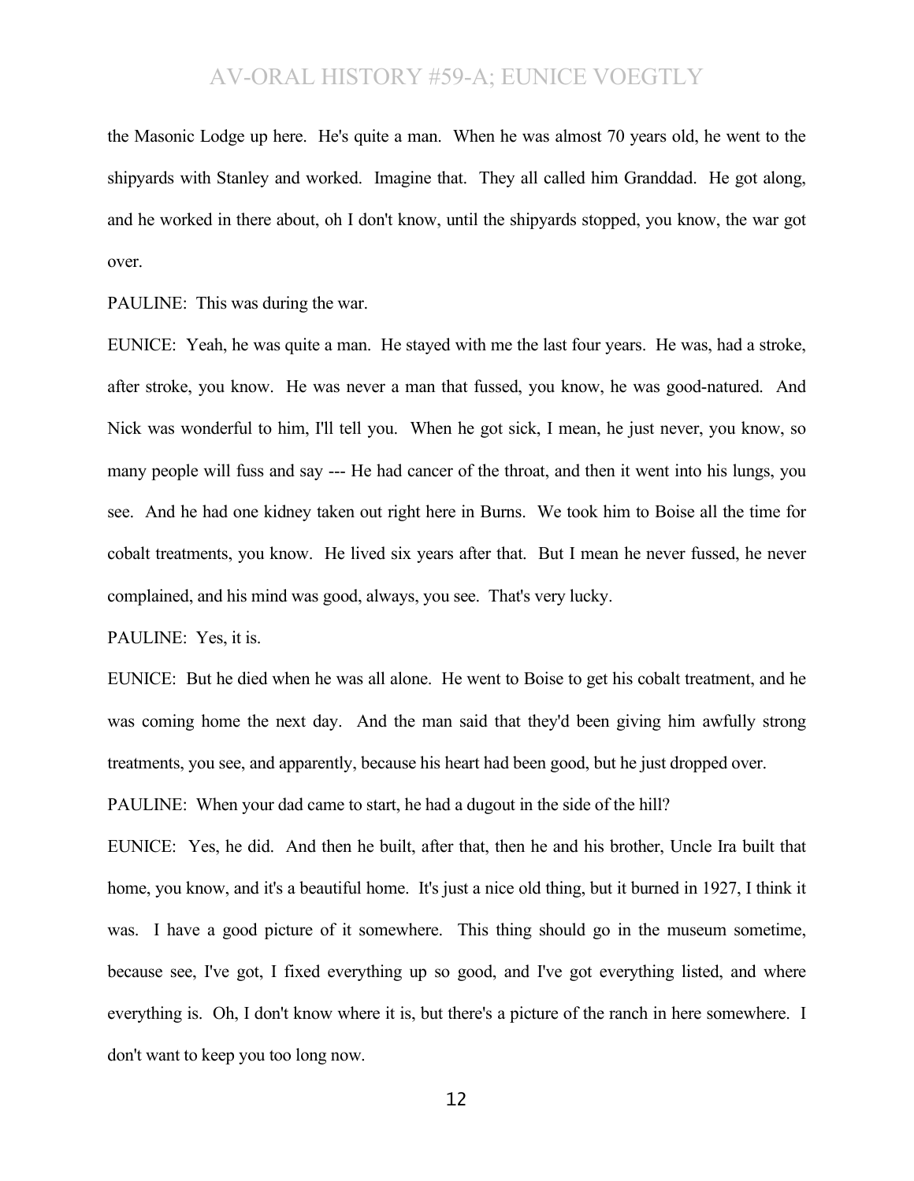the Masonic Lodge up here. He's quite a man. When he was almost 70 years old, he went to the shipyards with Stanley and worked. Imagine that. They all called him Granddad. He got along, and he worked in there about, oh I don't know, until the shipyards stopped, you know, the war got over.

PAULINE: This was during the war.

EUNICE: Yeah, he was quite a man. He stayed with me the last four years. He was, had a stroke, after stroke, you know. He was never a man that fussed, you know, he was good-natured. And Nick was wonderful to him, I'll tell you. When he got sick, I mean, he just never, you know, so many people will fuss and say --- He had cancer of the throat, and then it went into his lungs, you see. And he had one kidney taken out right here in Burns. We took him to Boise all the time for cobalt treatments, you know. He lived six years after that. But I mean he never fussed, he never complained, and his mind was good, always, you see. That's very lucky.

PAULINE: Yes, it is.

EUNICE: But he died when he was all alone. He went to Boise to get his cobalt treatment, and he was coming home the next day. And the man said that they'd been giving him awfully strong treatments, you see, and apparently, because his heart had been good, but he just dropped over.

PAULINE: When your dad came to start, he had a dugout in the side of the hill?

EUNICE: Yes, he did. And then he built, after that, then he and his brother, Uncle Ira built that home, you know, and it's a beautiful home. It's just a nice old thing, but it burned in 1927, I think it was. I have a good picture of it somewhere. This thing should go in the museum sometime, because see, I've got, I fixed everything up so good, and I've got everything listed, and where everything is. Oh, I don't know where it is, but there's a picture of the ranch in here somewhere. I don't want to keep you too long now.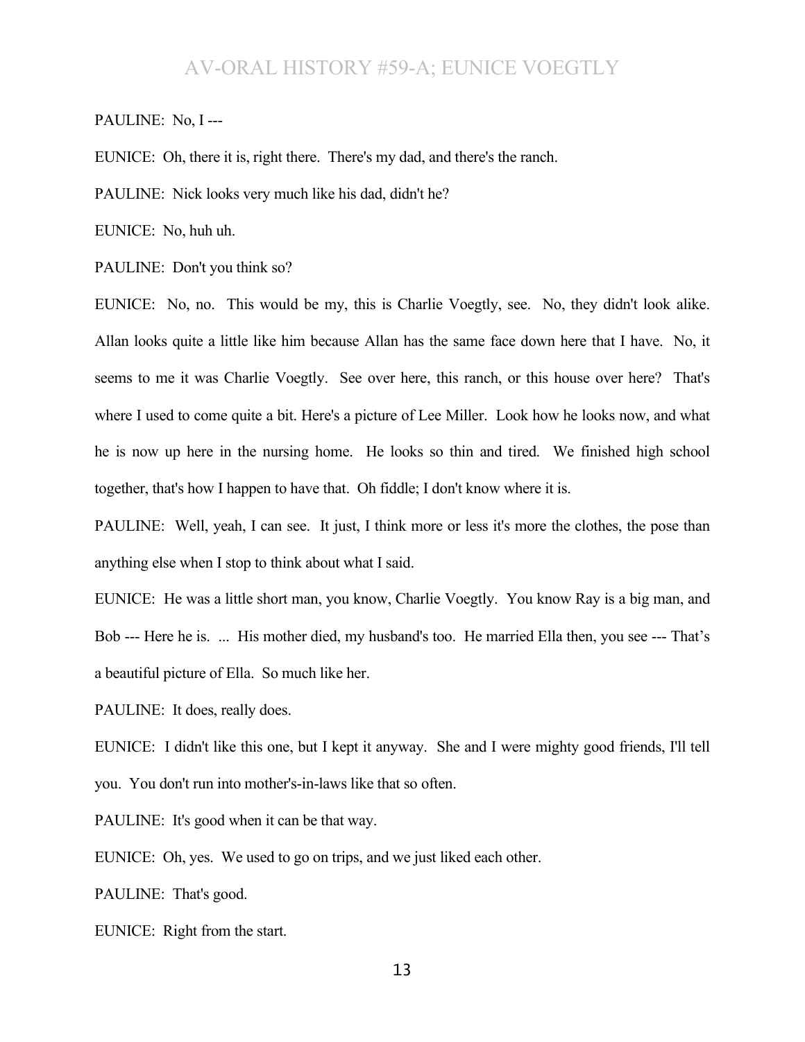PAULINE: No, I ---

EUNICE: Oh, there it is, right there. There's my dad, and there's the ranch.

PAULINE: Nick looks very much like his dad, didn't he?

EUNICE: No, huh uh.

PAULINE: Don't you think so?

EUNICE: No, no. This would be my, this is Charlie Voegtly, see. No, they didn't look alike. Allan looks quite a little like him because Allan has the same face down here that I have. No, it seems to me it was Charlie Voegtly. See over here, this ranch, or this house over here? That's where I used to come quite a bit. Here's a picture of Lee Miller. Look how he looks now, and what he is now up here in the nursing home. He looks so thin and tired. We finished high school together, that's how I happen to have that. Oh fiddle; I don't know where it is.

PAULINE: Well, yeah, I can see. It just, I think more or less it's more the clothes, the pose than anything else when I stop to think about what I said.

EUNICE: He was a little short man, you know, Charlie Voegtly. You know Ray is a big man, and Bob --- Here he is. ... His mother died, my husband's too. He married Ella then, you see --- That's a beautiful picture of Ella. So much like her.

PAULINE: It does, really does.

EUNICE: I didn't like this one, but I kept it anyway. She and I were mighty good friends, I'll tell you. You don't run into mother's-in-laws like that so often.

PAULINE: It's good when it can be that way.

EUNICE: Oh, yes. We used to go on trips, and we just liked each other.

PAULINE: That's good.

EUNICE: Right from the start.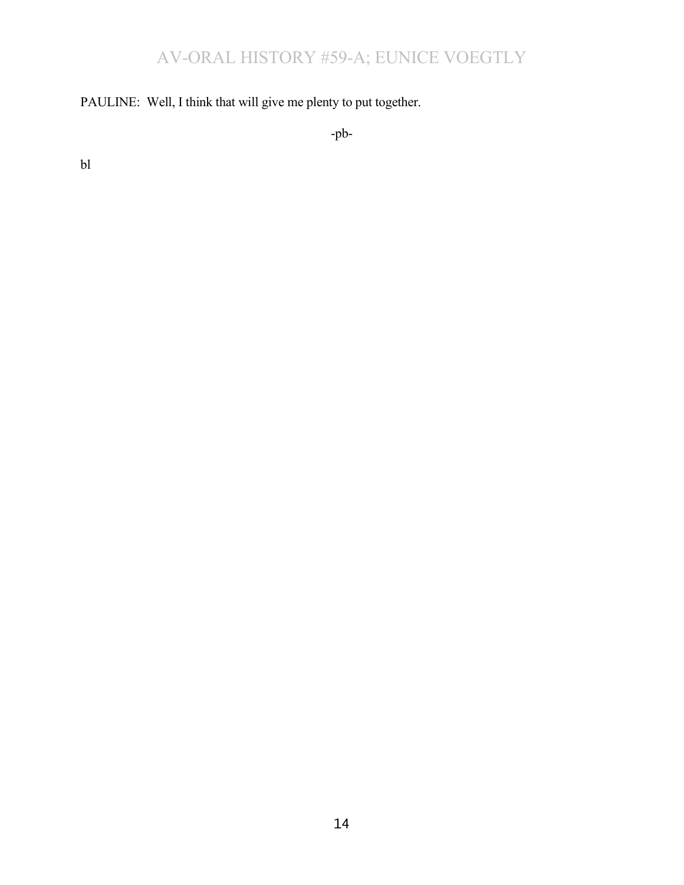PAULINE: Well, I think that will give me plenty to put together.

-pb-

bl